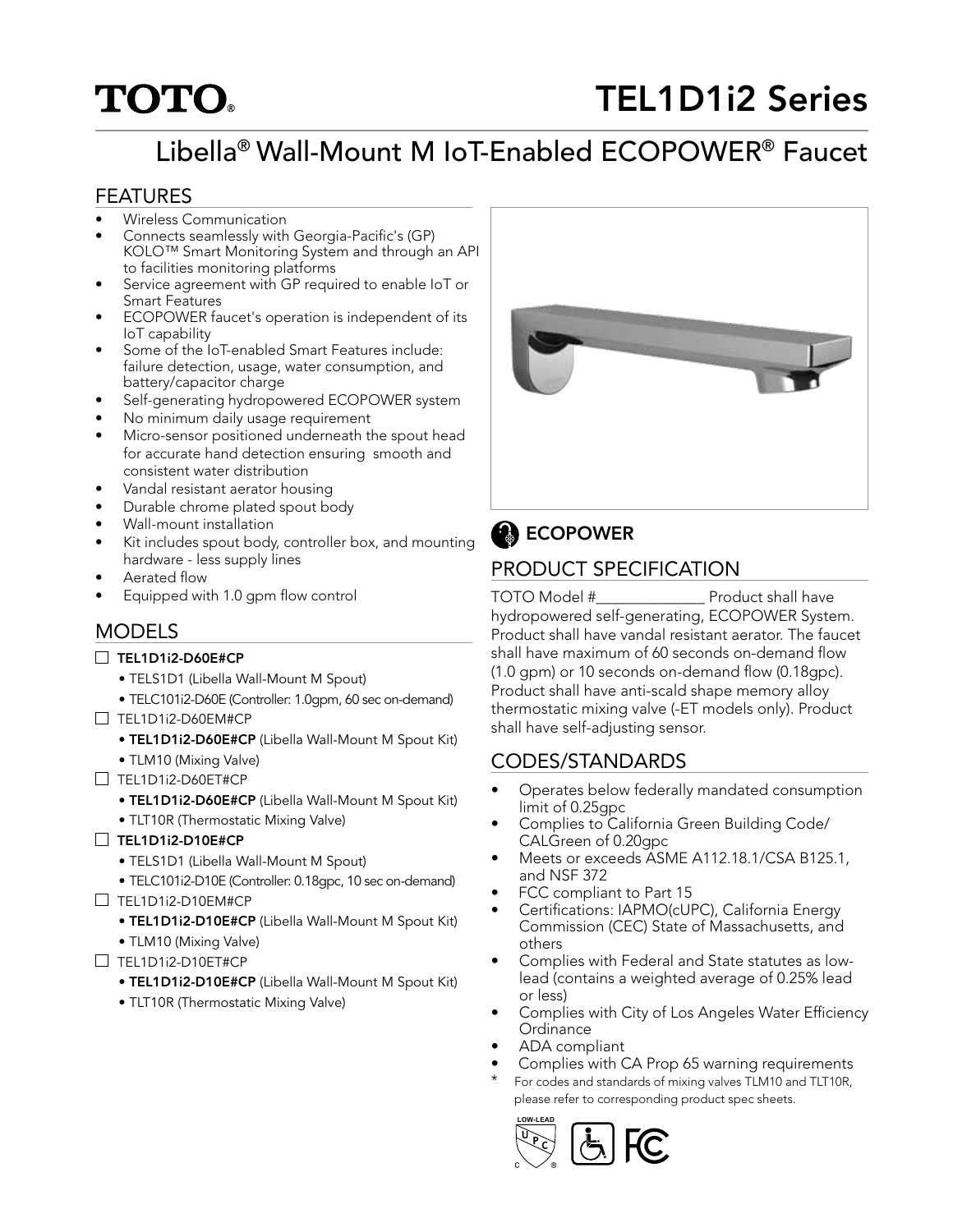# TOTO®

# TEL1D1i2 Series

## Libella® Wall-Mount M IoT-Enabled ECOPOWER® Faucet

### FEATURES

- Wireless Communication
- Connects seamlessly with Georgia-Pacific's (GP) KOLO™ Smart Monitoring System and through an API to facilities monitoring platforms
- Service agreement with GP required to enable IoT or Smart Features
- ECOPOWER faucet's operation is independent of its IoT capability
- Some of the IoT-enabled Smart Features include: failure detection, usage, water consumption, and battery/capacitor charge
- Self-generating hydropowered ECOPOWER system
- No minimum daily usage requirement
- Micro-sensor positioned underneath the spout head for accurate hand detection ensuring smooth and consistent water distribution
- Vandal resistant aerator housing
- Durable chrome plated spout body
- Wall-mount installation
- Kit includes spout body, controller box, and mounting hardware - less supply lines
- Aerated flow
- Equipped with 1.0 gpm flow control

### MODELS

- ☐ **TEL1D1i2-D60E#CP**
  - TELS1D1 (Libella Wall-Mount M Spout)
  - TELC101i2-D60E (Controller: 1.0gpm, 60 sec on-demand)
- ☐ TEL1D1i2-D60EM#CP
  - **TEL1D1i2-D60E#CP** (Libella Wall-Mount M Spout Kit)
  - TLM10 (Mixing Valve)
- ☐ TEL1D1i2-D60ET#CP
  - **TEL1D1i2-D60E#CP** (Libella Wall-Mount M Spout Kit)
  - TLT10R (Thermostatic Mixing Valve)
- ☐ **TEL1D1i2-D10E#CP**
  - TELS1D1 (Libella Wall-Mount M Spout)
  - TELC101i2-D10E (Controller: 0.18gpc, 10 sec on-demand)
- ☐ TEL1D1i2-D10EM#CP
  - **TEL1D1i2-D10E#CP** (Libella Wall-Mount M Spout Kit)
  - TLM10 (Mixing Valve)
- ☐ TEL1D1i2-D10ET#CP
  - **TEL1D1i2-D10E#CP** (Libella Wall-Mount M Spout Kit)
  - TLT10R (Thermostatic Mixing Valve)

**ECOPOWER**

### PRODUCT SPECIFICATION

TOTO Model #______________ Product shall have hydropowered self-generating, ECOPOWER System. Product shall have vandal resistant aerator. The faucet shall have maximum of 60 seconds on-demand flow (1.0 gpm) or 10 seconds on-demand flow (0.18gpc). Product shall have anti-scald shape memory alloy thermostatic mixing valve (-ET models only). Product shall have self-adjusting sensor.

### CODES/STANDARDS

- Operates below federally mandated consumption limit of 0.25gpc
- Complies to California Green Building Code/ CALGreen of 0.20gpc
- Meets or exceeds ASME A112.18.1/CSA B125.1, and NSF 372
- FCC compliant to Part 15
- Certifications: IAPMO(cUPC), California Energy Commission (CEC) State of Massachusetts, and others
- Complies with Federal and State statutes as low-lead (contains a weighted average of 0.25% lead or less)
- Complies with City of Los Angeles Water Efficiency Ordinance
- ADA compliant
- Complies with CA Prop 65 warning requirements

\* For codes and standards of mixing valves TLM10 and TLT10R, please refer to corresponding product spec sheets.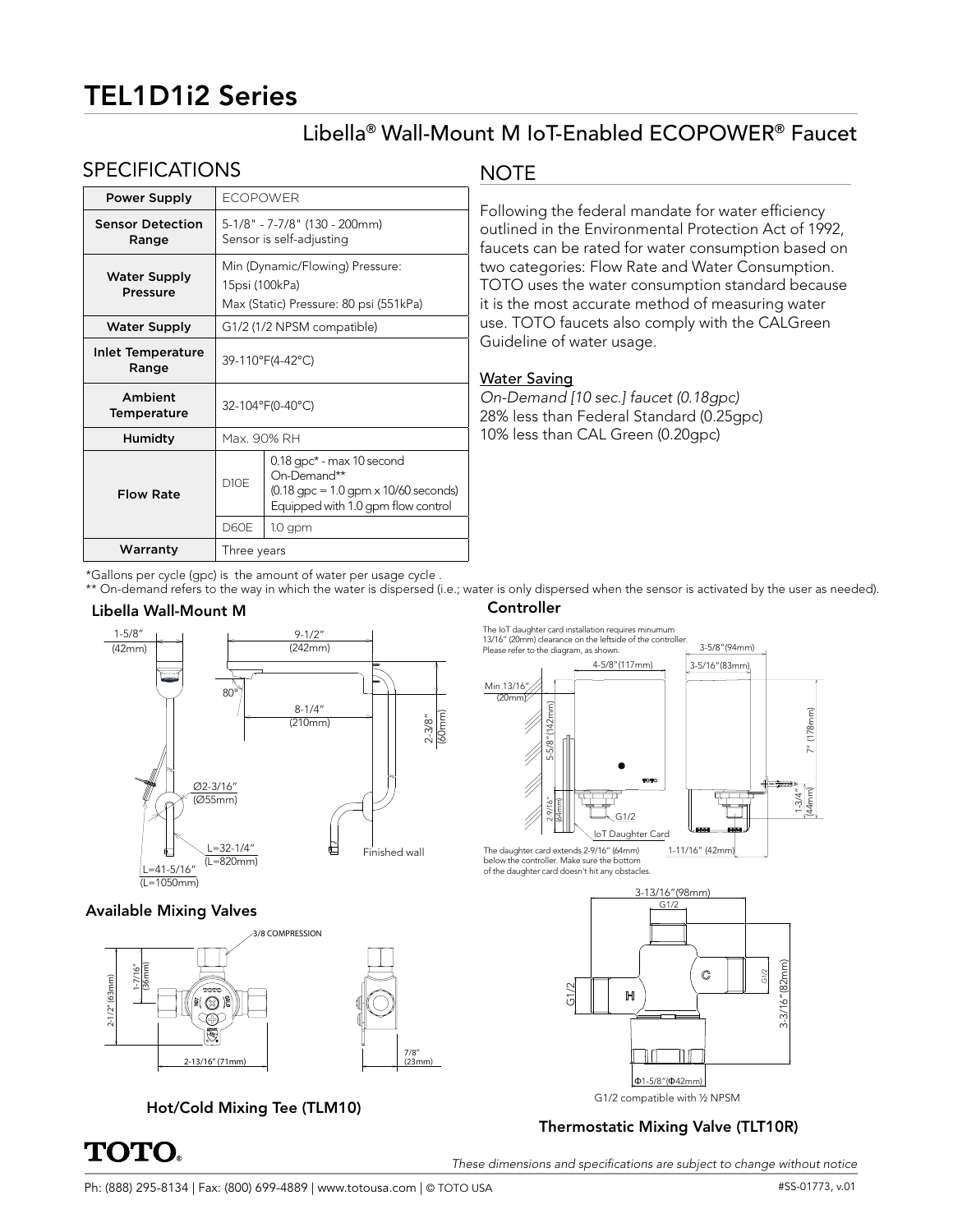# TEL1D1i2 Series

## Libella® Wall-Mount M IoT-Enabled ECOPOWER® Faucet

## SPECIFICATIONS

| | | |
|---|---|---|
| **Power Supply** | ECOPOWER | |
| **Sensor Detection Range** | 5-1/8" - 7-7/8" (130 - 200mm) Sensor is self-adjusting | |
| **Water Supply Pressure** | Min (Dynamic/Flowing) Pressure: 15psi (100kPa) Max (Static) Pressure: 80 psi (551kPa) | |
| **Water Supply** | G1/2 (1/2 NPSM compatible) | |
| **Inlet Temperature Range** | 39-110°F(4-42°C) | |
| **Ambient Temperature** | 32-104°F(0-40°C) | |
| **Humidty** | Max. 90% RH | |
| **Flow Rate** | D10E | 0.18 gpc* - max 10 second On-Demand** (0.18 gpc = 1.0 gpm x 10/60 seconds) Equipped with 1.0 gpm flow control |
| | D60E | 1.0 gpm |
| **Warranty** | Three years | |

*Gallons per cycle (gpc) is the amount of water per usage cycle .

** On-demand refers to the way in which the water is dispersed (i.e.; water is only dispersed when the sensor is activated by the user as needed).

## NOTE

Following the federal mandate for water efficiency outlined in the Environmental Protection Act of 1992, faucets can be rated for water consumption based on two categories: Flow Rate and Water Consumption. TOTO uses the water consumption standard because it is the most accurate method of measuring water use. TOTO faucets also comply with the CALGreen Guideline of water usage.

Water Saving

*On-Demand [10 sec.] faucet (0.18gpc)*
28% less than Federal Standard (0.25gpc)
10% less than CAL Green (0.20gpc)

### Libella Wall-Mount M

1-5/8" (42mm)
9-1/2" (242mm)
80°
8-1/4" (210mm)
2-3/8" (60mm)
Ø2-3/16" (Ø55mm)
L=32-1/4" (L=820mm)
L=41-5/16" (L=1050mm)
Finished wall

### Controller

The IoT daughter card installation requires minumum 13/16" (20mm) clearance on the leftside of the controller. Please refer to the diagram, as shown.

Min 13/16" (20mm)
4-5/8"(117mm)
3-5/8"(94mm)
3-5/16"(83mm)
5-5/8"(142mm)
7" (178mm)
2-9/16" (64mm)
G1/2
IoT Daughter Card
1-3/4" (44mm)
1-11/16" (42mm)

The daughter card extends 2-9/16" (64mm) below the controller. Make sure the bottom of the daughter card doesn't hit any obstacles.

### Available Mixing Valves

3/8 COMPRESSION
1-7/16" (36mm)
2-1/2" (63mm)
2-13/16" (71mm)
7/8" (23mm)

**Hot/Cold Mixing Tee (TLM10)**

3-13/16"(98mm)
G1/2
G1/2
G1/2
3-3/16"(82mm)
Φ1-5/8"(Φ42mm)

G1/2 compatible with ½ NPSM

**Thermostatic Mixing Valve (TLT10R)**

*These dimensions and specifications are subject to change without notice*

Ph: (888) 295-8134 | Fax: (800) 699-4889 | www.totousa.com | © TOTO USA

#SS-01773, v.01